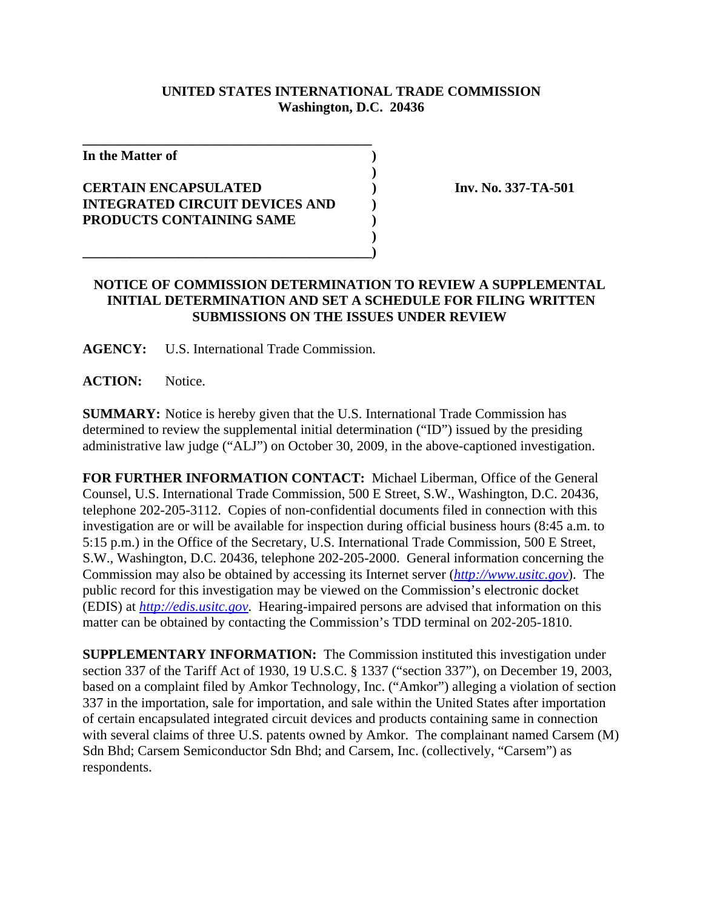**UNITED STATES INTERNATIONAL TRADE COMMISSION**
**Washington, D.C. 20436**

| | | |
|---|---|---|
| **In the Matter of** | ) | |
| | ) | |
| **CERTAIN ENCAPSULATED INTEGRATED CIRCUIT DEVICES AND PRODUCTS CONTAINING SAME** | ) | **Inv. No. 337-TA-501** |
| | ) | |

**NOTICE OF COMMISSION DETERMINATION TO REVIEW A SUPPLEMENTAL INITIAL DETERMINATION AND SET A SCHEDULE FOR FILING WRITTEN SUBMISSIONS ON THE ISSUES UNDER REVIEW**

**AGENCY:** U.S. International Trade Commission.

**ACTION:** Notice.

**SUMMARY:** Notice is hereby given that the U.S. International Trade Commission has determined to review the supplemental initial determination ("ID") issued by the presiding administrative law judge ("ALJ") on October 30, 2009, in the above-captioned investigation.

**FOR FURTHER INFORMATION CONTACT:** Michael Liberman, Office of the General Counsel, U.S. International Trade Commission, 500 E Street, S.W., Washington, D.C. 20436, telephone 202-205-3112. Copies of non-confidential documents filed in connection with this investigation are or will be available for inspection during official business hours (8:45 a.m. to 5:15 p.m.) in the Office of the Secretary, U.S. International Trade Commission, 500 E Street, S.W., Washington, D.C. 20436, telephone 202-205-2000. General information concerning the Commission may also be obtained by accessing its Internet server (*http://www.usitc.gov*). The public record for this investigation may be viewed on the Commission's electronic docket (EDIS) at *http://edis.usitc.gov*. Hearing-impaired persons are advised that information on this matter can be obtained by contacting the Commission's TDD terminal on 202-205-1810.

**SUPPLEMENTARY INFORMATION:** The Commission instituted this investigation under section 337 of the Tariff Act of 1930, 19 U.S.C. § 1337 ("section 337"), on December 19, 2003, based on a complaint filed by Amkor Technology, Inc. ("Amkor") alleging a violation of section 337 in the importation, sale for importation, and sale within the United States after importation of certain encapsulated integrated circuit devices and products containing same in connection with several claims of three U.S. patents owned by Amkor. The complainant named Carsem (M) Sdn Bhd; Carsem Semiconductor Sdn Bhd; and Carsem, Inc. (collectively, "Carsem") as respondents.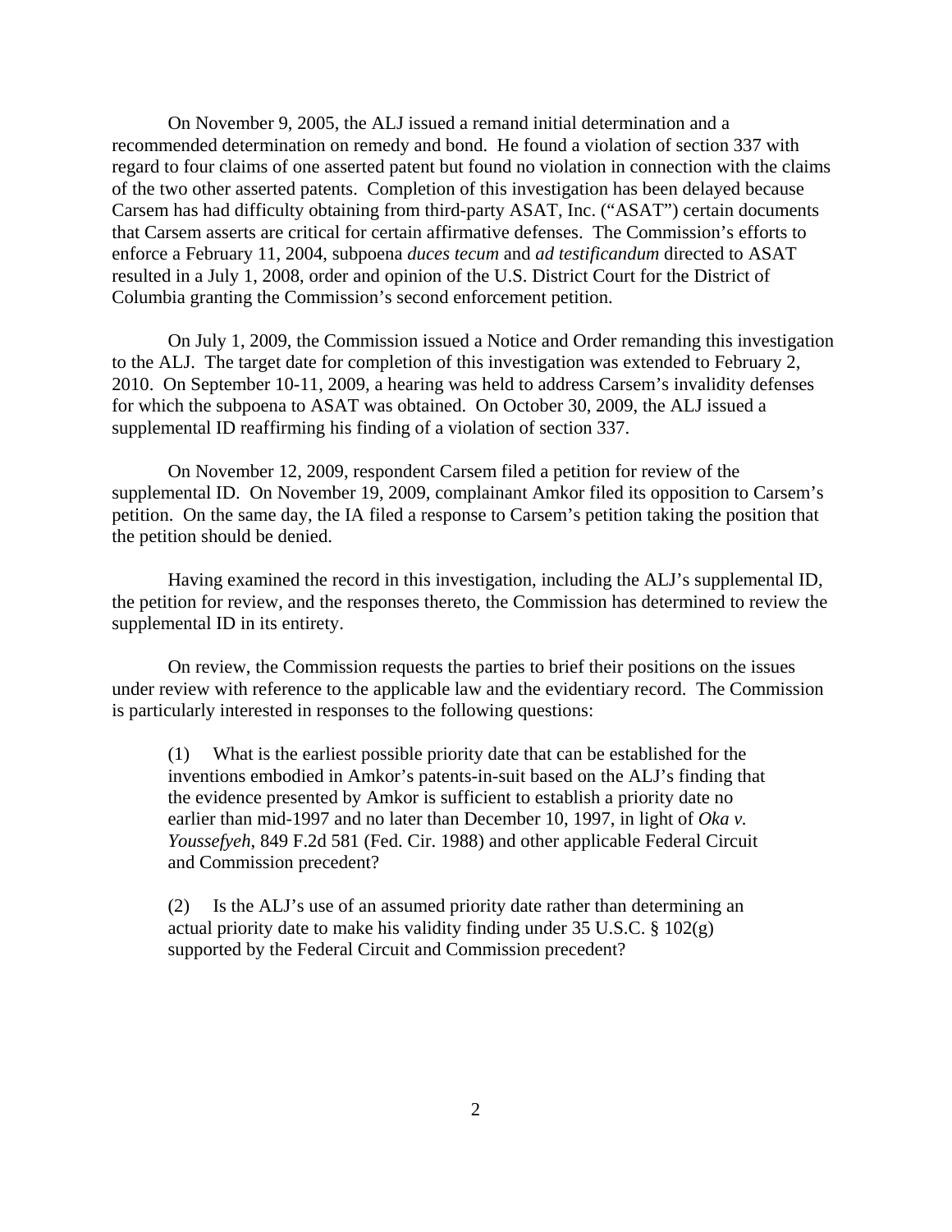On November 9, 2005, the ALJ issued a remand initial determination and a recommended determination on remedy and bond. He found a violation of section 337 with regard to four claims of one asserted patent but found no violation in connection with the claims of the two other asserted patents. Completion of this investigation has been delayed because Carsem has had difficulty obtaining from third-party ASAT, Inc. ("ASAT") certain documents that Carsem asserts are critical for certain affirmative defenses. The Commission's efforts to enforce a February 11, 2004, subpoena *duces tecum* and *ad testificandum* directed to ASAT resulted in a July 1, 2008, order and opinion of the U.S. District Court for the District of Columbia granting the Commission's second enforcement petition.

On July 1, 2009, the Commission issued a Notice and Order remanding this investigation to the ALJ. The target date for completion of this investigation was extended to February 2, 2010. On September 10-11, 2009, a hearing was held to address Carsem's invalidity defenses for which the subpoena to ASAT was obtained. On October 30, 2009, the ALJ issued a supplemental ID reaffirming his finding of a violation of section 337.

On November 12, 2009, respondent Carsem filed a petition for review of the supplemental ID. On November 19, 2009, complainant Amkor filed its opposition to Carsem's petition. On the same day, the IA filed a response to Carsem's petition taking the position that the petition should be denied.

Having examined the record in this investigation, including the ALJ's supplemental ID, the petition for review, and the responses thereto, the Commission has determined to review the supplemental ID in its entirety.

On review, the Commission requests the parties to brief their positions on the issues under review with reference to the applicable law and the evidentiary record. The Commission is particularly interested in responses to the following questions:

(1) What is the earliest possible priority date that can be established for the inventions embodied in Amkor's patents-in-suit based on the ALJ's finding that the evidence presented by Amkor is sufficient to establish a priority date no earlier than mid-1997 and no later than December 10, 1997, in light of *Oka v. Youssefyeh*, 849 F.2d 581 (Fed. Cir. 1988) and other applicable Federal Circuit and Commission precedent?

(2) Is the ALJ's use of an assumed priority date rather than determining an actual priority date to make his validity finding under 35 U.S.C. § 102(g) supported by the Federal Circuit and Commission precedent?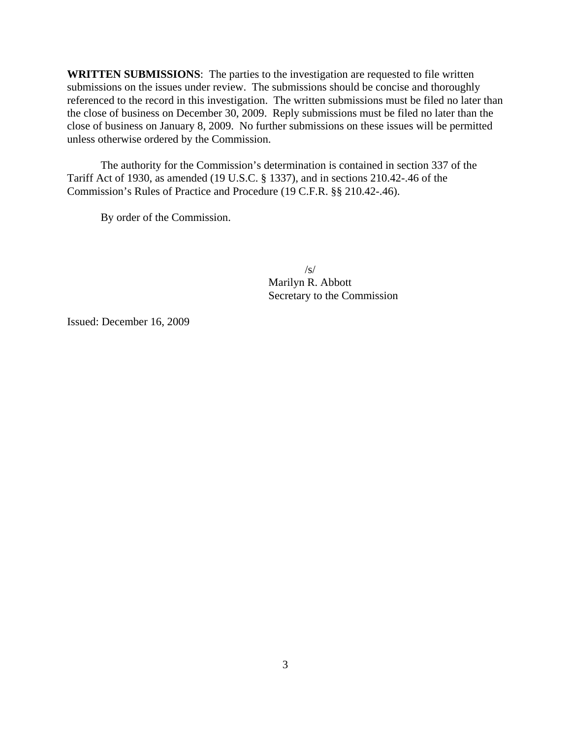**WRITTEN SUBMISSIONS**: The parties to the investigation are requested to file written submissions on the issues under review. The submissions should be concise and thoroughly referenced to the record in this investigation. The written submissions must be filed no later than the close of business on December 30, 2009. Reply submissions must be filed no later than the close of business on January 8, 2009. No further submissions on these issues will be permitted unless otherwise ordered by the Commission.

The authority for the Commission's determination is contained in section 337 of the Tariff Act of 1930, as amended (19 U.S.C. § 1337), and in sections 210.42-.46 of the Commission's Rules of Practice and Procedure (19 C.F.R. §§ 210.42-.46).

By order of the Commission.

/s/
Marilyn R. Abbott
Secretary to the Commission

Issued: December 16, 2009